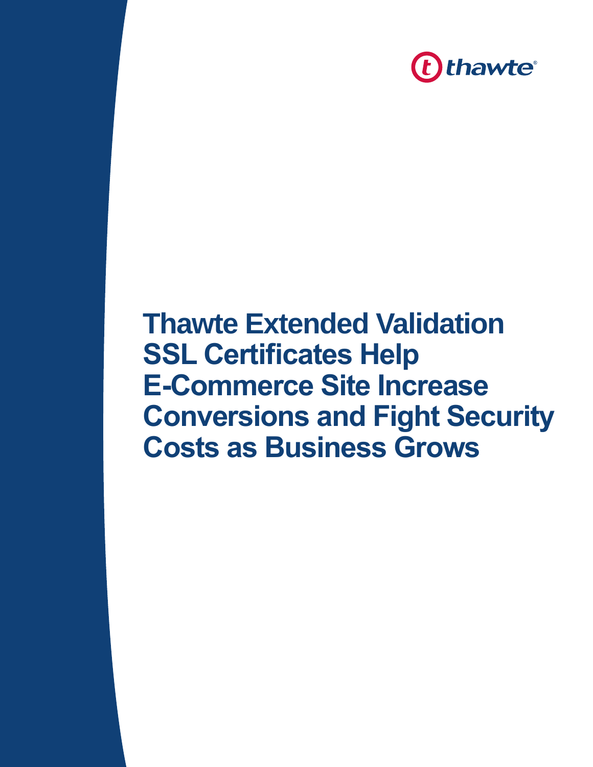thawte®

# Thawte Extended Validation SSL Certificates Help E-Commerce Site Increase Conversions and Fight Security Costs as Business Grows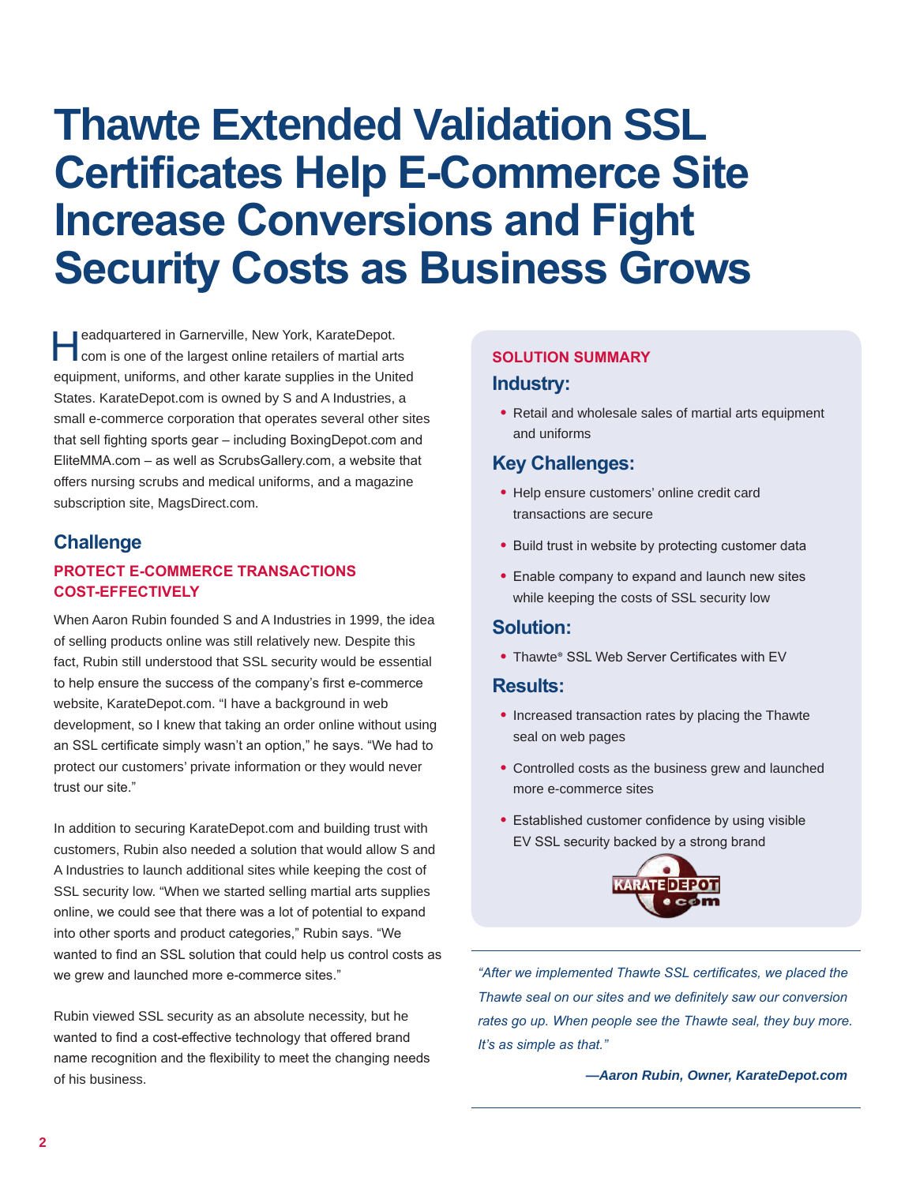# Thawte Extended Validation SSL Certificates Help E-Commerce Site Increase Conversions and Fight Security Costs as Business Grows

Headquartered in Garnerville, New York, KarateDepot.com is one of the largest online retailers of martial arts equipment, uniforms, and other karate supplies in the United States. KarateDepot.com is owned by S and A Industries, a small e-commerce corporation that operates several other sites that sell fighting sports gear – including BoxingDepot.com and EliteMMA.com – as well as ScrubsGallery.com, a website that offers nursing scrubs and medical uniforms, and a magazine subscription site, MagsDirect.com.

## Challenge

### PROTECT E-COMMERCE TRANSACTIONS COST-EFFECTIVELY

When Aaron Rubin founded S and A Industries in 1999, the idea of selling products online was still relatively new. Despite this fact, Rubin still understood that SSL security would be essential to help ensure the success of the company's first e-commerce website, KarateDepot.com. "I have a background in web development, so I knew that taking an order online without using an SSL certificate simply wasn't an option," he says. "We had to protect our customers' private information or they would never trust our site."

In addition to securing KarateDepot.com and building trust with customers, Rubin also needed a solution that would allow S and A Industries to launch additional sites while keeping the cost of SSL security low. "When we started selling martial arts supplies online, we could see that there was a lot of potential to expand into other sports and product categories," Rubin says. "We wanted to find an SSL solution that could help us control costs as we grew and launched more e-commerce sites."

Rubin viewed SSL security as an absolute necessity, but he wanted to find a cost-effective technology that offered brand name recognition and the flexibility to meet the changing needs of his business.

**SOLUTION SUMMARY**

### Industry:

- Retail and wholesale sales of martial arts equipment and uniforms

### Key Challenges:

- Help ensure customers' online credit card transactions are secure
- Build trust in website by protecting customer data
- Enable company to expand and launch new sites while keeping the costs of SSL security low

### Solution:

- Thawte® SSL Web Server Certificates with EV

### Results:

- Increased transaction rates by placing the Thawte seal on web pages
- Controlled costs as the business grew and launched more e-commerce sites
- Established customer confidence by using visible EV SSL security backed by a strong brand

*"After we implemented Thawte SSL certificates, we placed the Thawte seal on our sites and we definitely saw our conversion rates go up. When people see the Thawte seal, they buy more. It's as simple as that."*

***—Aaron Rubin, Owner, KarateDepot.com***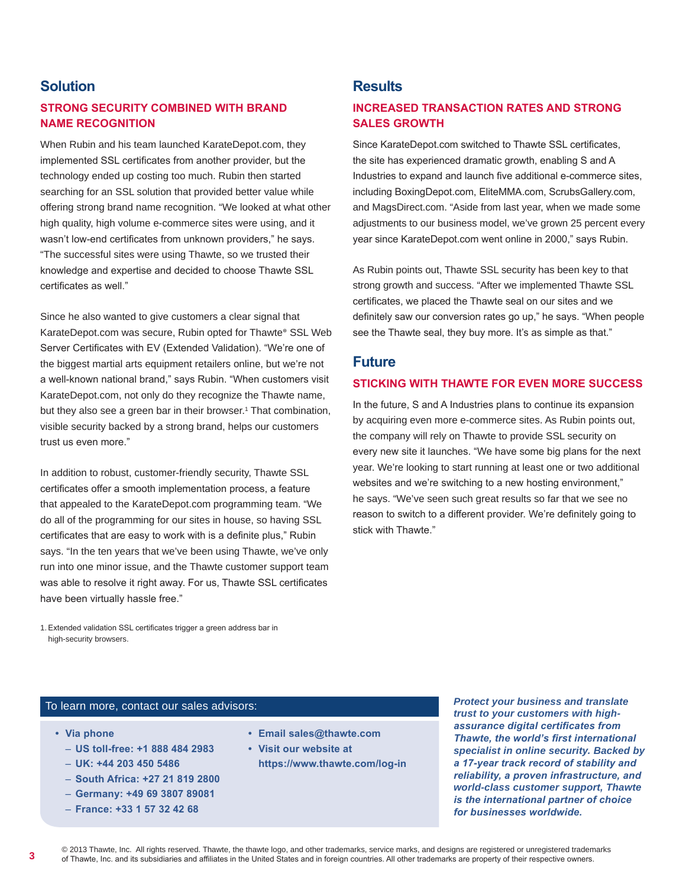## Solution

### STRONG SECURITY COMBINED WITH BRAND NAME RECOGNITION

When Rubin and his team launched KarateDepot.com, they implemented SSL certificates from another provider, but the technology ended up costing too much. Rubin then started searching for an SSL solution that provided better value while offering strong brand name recognition. "We looked at what other high quality, high volume e-commerce sites were using, and it wasn't low-end certificates from unknown providers," he says. "The successful sites were using Thawte, so we trusted their knowledge and expertise and decided to choose Thawte SSL certificates as well."

Since he also wanted to give customers a clear signal that KarateDepot.com was secure, Rubin opted for Thawte® SSL Web Server Certificates with EV (Extended Validation). "We're one of the biggest martial arts equipment retailers online, but we're not a well-known national brand," says Rubin. "When customers visit KarateDepot.com, not only do they recognize the Thawte name, but they also see a green bar in their browser.[1] That combination, visible security backed by a strong brand, helps our customers trust us even more."

In addition to robust, customer-friendly security, Thawte SSL certificates offer a smooth implementation process, a feature that appealed to the KarateDepot.com programming team. "We do all of the programming for our sites in house, so having SSL certificates that are easy to work with is a definite plus," Rubin says. "In the ten years that we've been using Thawte, we've only run into one minor issue, and the Thawte customer support team was able to resolve it right away. For us, Thawte SSL certificates have been virtually hassle free."

1. Extended validation SSL certificates trigger a green address bar in high-security browsers.

## Results

### INCREASED TRANSACTION RATES AND STRONG SALES GROWTH

Since KarateDepot.com switched to Thawte SSL certificates, the site has experienced dramatic growth, enabling S and A Industries to expand and launch five additional e-commerce sites, including BoxingDepot.com, EliteMMA.com, ScrubsGallery.com, and MagsDirect.com. "Aside from last year, when we made some adjustments to our business model, we've grown 25 percent every year since KarateDepot.com went online in 2000," says Rubin.

As Rubin points out, Thawte SSL security has been key to that strong growth and success. "After we implemented Thawte SSL certificates, we placed the Thawte seal on our sites and we definitely saw our conversion rates go up," he says. "When people see the Thawte seal, they buy more. It's as simple as that."

## Future

### STICKING WITH THAWTE FOR EVEN MORE SUCCESS

In the future, S and A Industries plans to continue its expansion by acquiring even more e-commerce sites. As Rubin points out, the company will rely on Thawte to provide SSL security on every new site it launches. "We have some big plans for the next year. We're looking to start running at least one or two additional websites and we're switching to a new hosting environment," he says. "We've seen such great results so far that we see no reason to switch to a different provider. We're definitely going to stick with Thawte."

To learn more, contact our sales advisors:

- **Via phone**
  - **US toll-free: +1 888 484 2983**
  - **UK: +44 203 450 5486**
  - **South Africa: +27 21 819 2800**
  - **Germany: +49 69 3807 89081**
  - **France: +33 1 57 32 42 68**
- **Email sales@thawte.com**
- **Visit our website at https://www.thawte.com/log-in**

***Protect your business and translate trust to your customers with high-assurance digital certificates from Thawte, the world's first international specialist in online security. Backed by a 17-year track record of stability and reliability, a proven infrastructure, and world-class customer support, Thawte is the international partner of choice for businesses worldwide.***

© 2013 Thawte, Inc. All rights reserved. Thawte, the thawte logo, and other trademarks, service marks, and designs are registered or unregistered trademarks of Thawte, Inc. and its subsidiaries and affiliates in the United States and in foreign countries. All other trademarks are property of their respective owners.